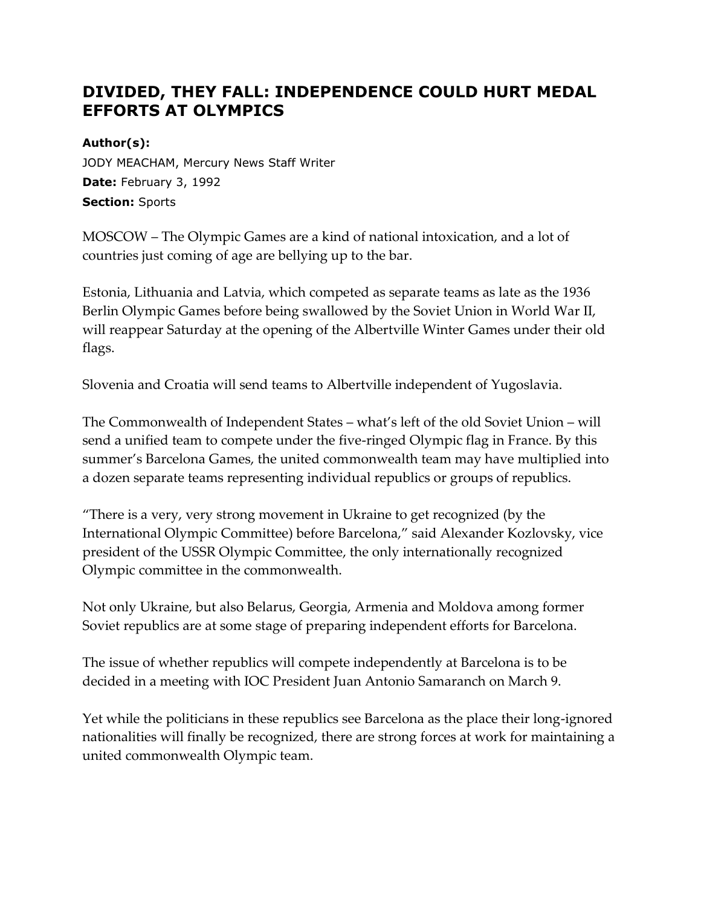# DIVIDED, THEY FALL: INDEPENDENCE COULD HURT MEDAL EFFORTS AT OLYMPICS

**Author(s):**
JODY MEACHAM, Mercury News Staff Writer
**Date:** February 3, 1992
**Section:** Sports

MOSCOW – The Olympic Games are a kind of national intoxication, and a lot of countries just coming of age are bellying up to the bar.

Estonia, Lithuania and Latvia, which competed as separate teams as late as the 1936 Berlin Olympic Games before being swallowed by the Soviet Union in World War II, will reappear Saturday at the opening of the Albertville Winter Games under their old flags.

Slovenia and Croatia will send teams to Albertville independent of Yugoslavia.

The Commonwealth of Independent States – what's left of the old Soviet Union – will send a unified team to compete under the five-ringed Olympic flag in France. By this summer's Barcelona Games, the united commonwealth team may have multiplied into a dozen separate teams representing individual republics or groups of republics.

"There is a very, very strong movement in Ukraine to get recognized (by the International Olympic Committee) before Barcelona," said Alexander Kozlovsky, vice president of the USSR Olympic Committee, the only internationally recognized Olympic committee in the commonwealth.

Not only Ukraine, but also Belarus, Georgia, Armenia and Moldova among former Soviet republics are at some stage of preparing independent efforts for Barcelona.

The issue of whether republics will compete independently at Barcelona is to be decided in a meeting with IOC President Juan Antonio Samaranch on March 9.

Yet while the politicians in these republics see Barcelona as the place their long-ignored nationalities will finally be recognized, there are strong forces at work for maintaining a united commonwealth Olympic team.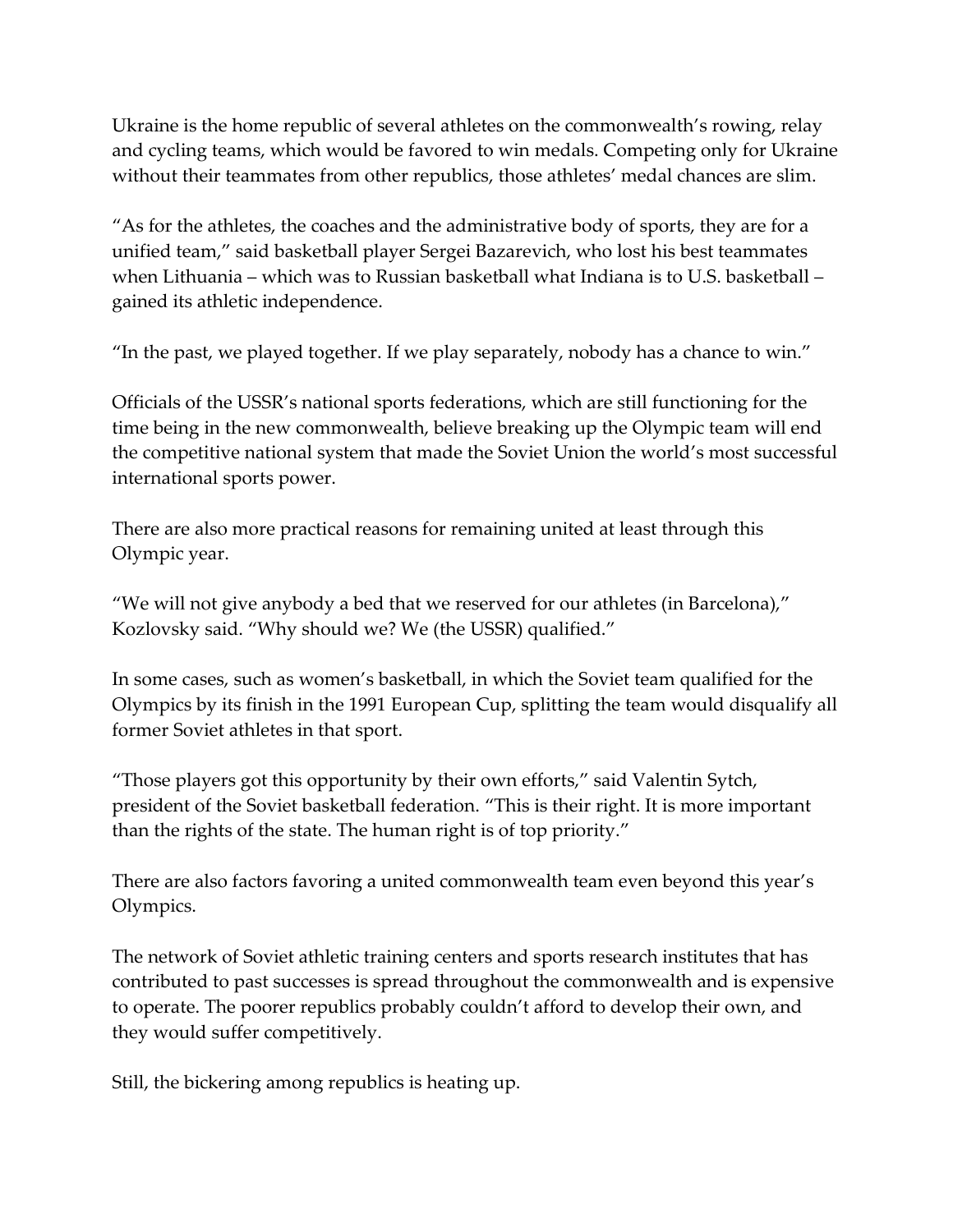Ukraine is the home republic of several athletes on the commonwealth's rowing, relay and cycling teams, which would be favored to win medals. Competing only for Ukraine without their teammates from other republics, those athletes' medal chances are slim.

"As for the athletes, the coaches and the administrative body of sports, they are for a unified team," said basketball player Sergei Bazarevich, who lost his best teammates when Lithuania – which was to Russian basketball what Indiana is to U.S. basketball – gained its athletic independence.

"In the past, we played together. If we play separately, nobody has a chance to win."

Officials of the USSR's national sports federations, which are still functioning for the time being in the new commonwealth, believe breaking up the Olympic team will end the competitive national system that made the Soviet Union the world's most successful international sports power.

There are also more practical reasons for remaining united at least through this Olympic year.

"We will not give anybody a bed that we reserved for our athletes (in Barcelona)," Kozlovsky said. "Why should we? We (the USSR) qualified."

In some cases, such as women's basketball, in which the Soviet team qualified for the Olympics by its finish in the 1991 European Cup, splitting the team would disqualify all former Soviet athletes in that sport.

"Those players got this opportunity by their own efforts," said Valentin Sytch, president of the Soviet basketball federation. "This is their right. It is more important than the rights of the state. The human right is of top priority."

There are also factors favoring a united commonwealth team even beyond this year's Olympics.

The network of Soviet athletic training centers and sports research institutes that has contributed to past successes is spread throughout the commonwealth and is expensive to operate. The poorer republics probably couldn't afford to develop their own, and they would suffer competitively.

Still, the bickering among republics is heating up.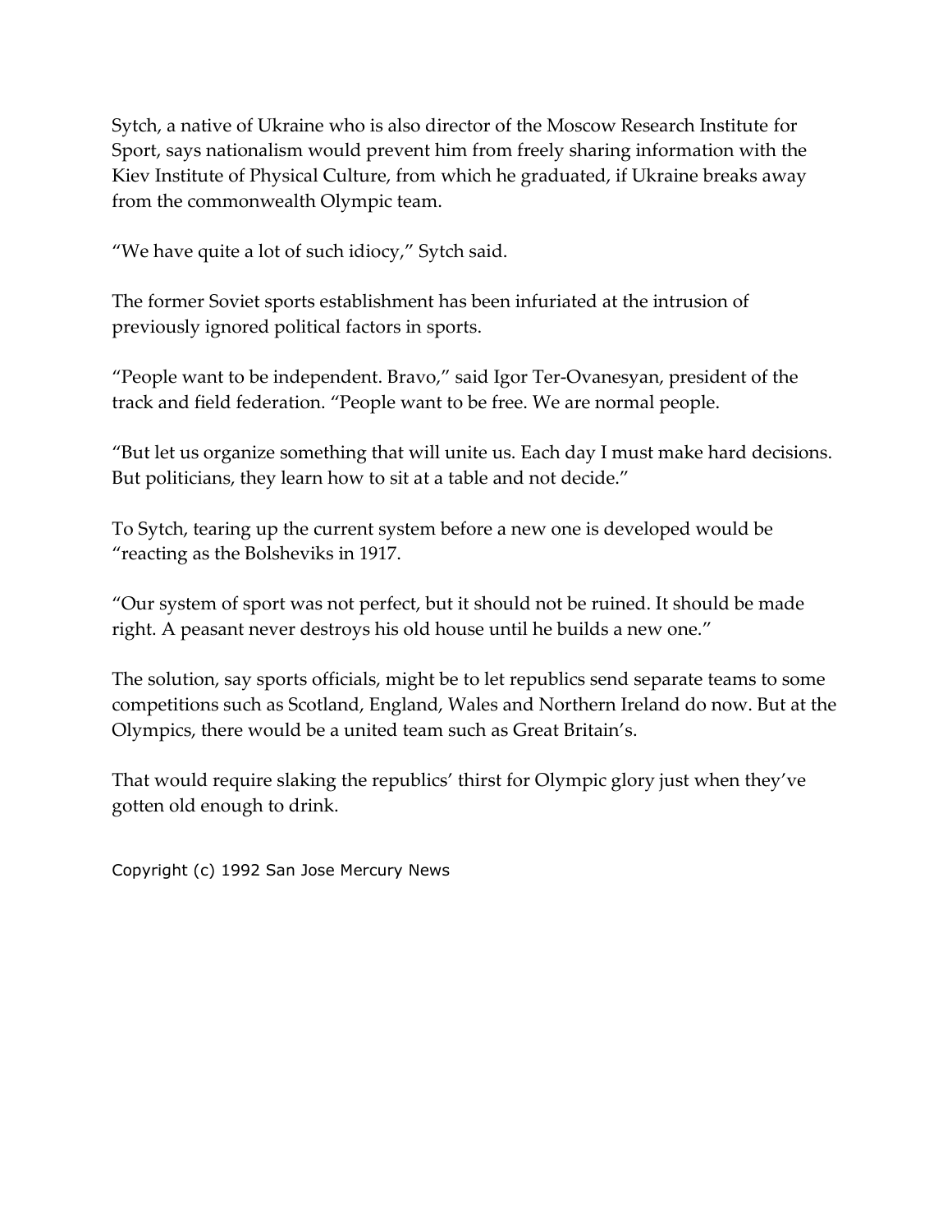Sytch, a native of Ukraine who is also director of the Moscow Research Institute for Sport, says nationalism would prevent him from freely sharing information with the Kiev Institute of Physical Culture, from which he graduated, if Ukraine breaks away from the commonwealth Olympic team.

"We have quite a lot of such idiocy," Sytch said.

The former Soviet sports establishment has been infuriated at the intrusion of previously ignored political factors in sports.

"People want to be independent. Bravo," said Igor Ter-Ovanesyan, president of the track and field federation. "People want to be free. We are normal people.

"But let us organize something that will unite us. Each day I must make hard decisions. But politicians, they learn how to sit at a table and not decide."

To Sytch, tearing up the current system before a new one is developed would be "reacting as the Bolsheviks in 1917.

"Our system of sport was not perfect, but it should not be ruined. It should be made right. A peasant never destroys his old house until he builds a new one."

The solution, say sports officials, might be to let republics send separate teams to some competitions such as Scotland, England, Wales and Northern Ireland do now. But at the Olympics, there would be a united team such as Great Britain's.

That would require slaking the republics' thirst for Olympic glory just when they've gotten old enough to drink.

Copyright (c) 1992 San Jose Mercury News